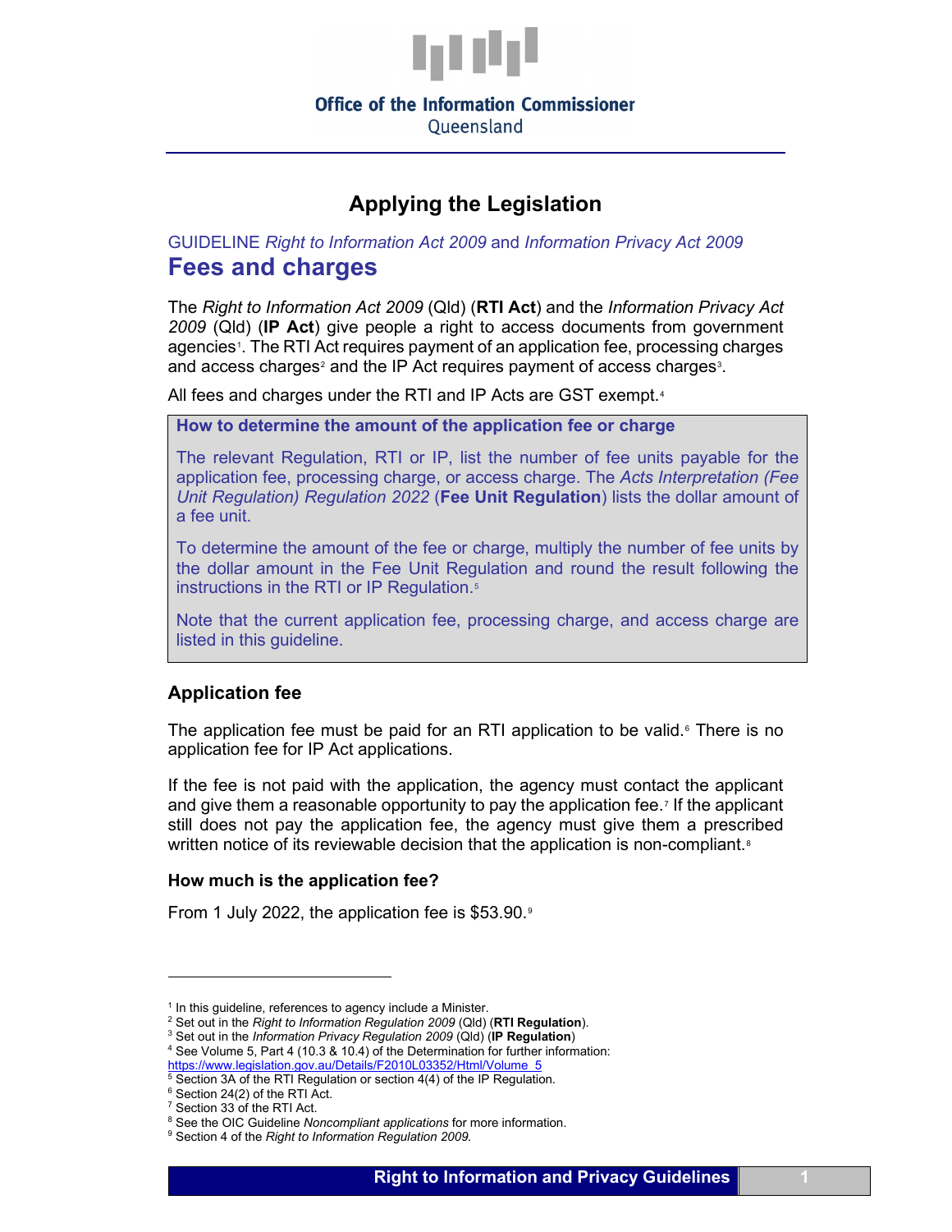Office of the Information Commissioner
Queensland

# Applying the Legislation

GUIDELINE *Right to Information Act 2009* and *Information Privacy Act 2009*

## Fees and charges

The *Right to Information Act 2009* (Qld) (**RTI Act**) and the *Information Privacy Act 2009* (Qld) (**IP Act**) give people a right to access documents from government agencies[1]. The RTI Act requires payment of an application fee, processing charges and access charges[2] and the IP Act requires payment of access charges[3].

All fees and charges under the RTI and IP Acts are GST exempt.[4]

**How to determine the amount of the application fee or charge**

The relevant Regulation, RTI or IP, list the number of fee units payable for the application fee, processing charge, or access charge. The *Acts Interpretation (Fee Unit Regulation) Regulation 2022* (**Fee Unit Regulation**) lists the dollar amount of a fee unit.

To determine the amount of the fee or charge, multiply the number of fee units by the dollar amount in the Fee Unit Regulation and round the result following the instructions in the RTI or IP Regulation.[5]

Note that the current application fee, processing charge, and access charge are listed in this guideline.

### Application fee

The application fee must be paid for an RTI application to be valid.[6] There is no application fee for IP Act applications.

If the fee is not paid with the application, the agency must contact the applicant and give them a reasonable opportunity to pay the application fee.[7] If the applicant still does not pay the application fee, the agency must give them a prescribed written notice of its reviewable decision that the application is non-compliant.[8]

#### How much is the application fee?

From 1 July 2022, the application fee is $53.90.[9]

---

[1] In this guideline, references to agency include a Minister.
[2] Set out in the *Right to Information Regulation 2009* (Qld) (**RTI Regulation**).
[3] Set out in the *Information Privacy Regulation 2009* (Qld) (**IP Regulation**)
[4] See Volume 5, Part 4 (10.3 & 10.4) of the Determination for further information: https://www.legislation.gov.au/Details/F2010L03352/Html/Volume_5
[5] Section 3A of the RTI Regulation or section 4(4) of the IP Regulation.
[6] Section 24(2) of the RTI Act.
[7] Section 33 of the RTI Act.
[8] See the OIC Guideline *Noncompliant applications* for more information.
[9] Section 4 of the *Right to Information Regulation 2009.*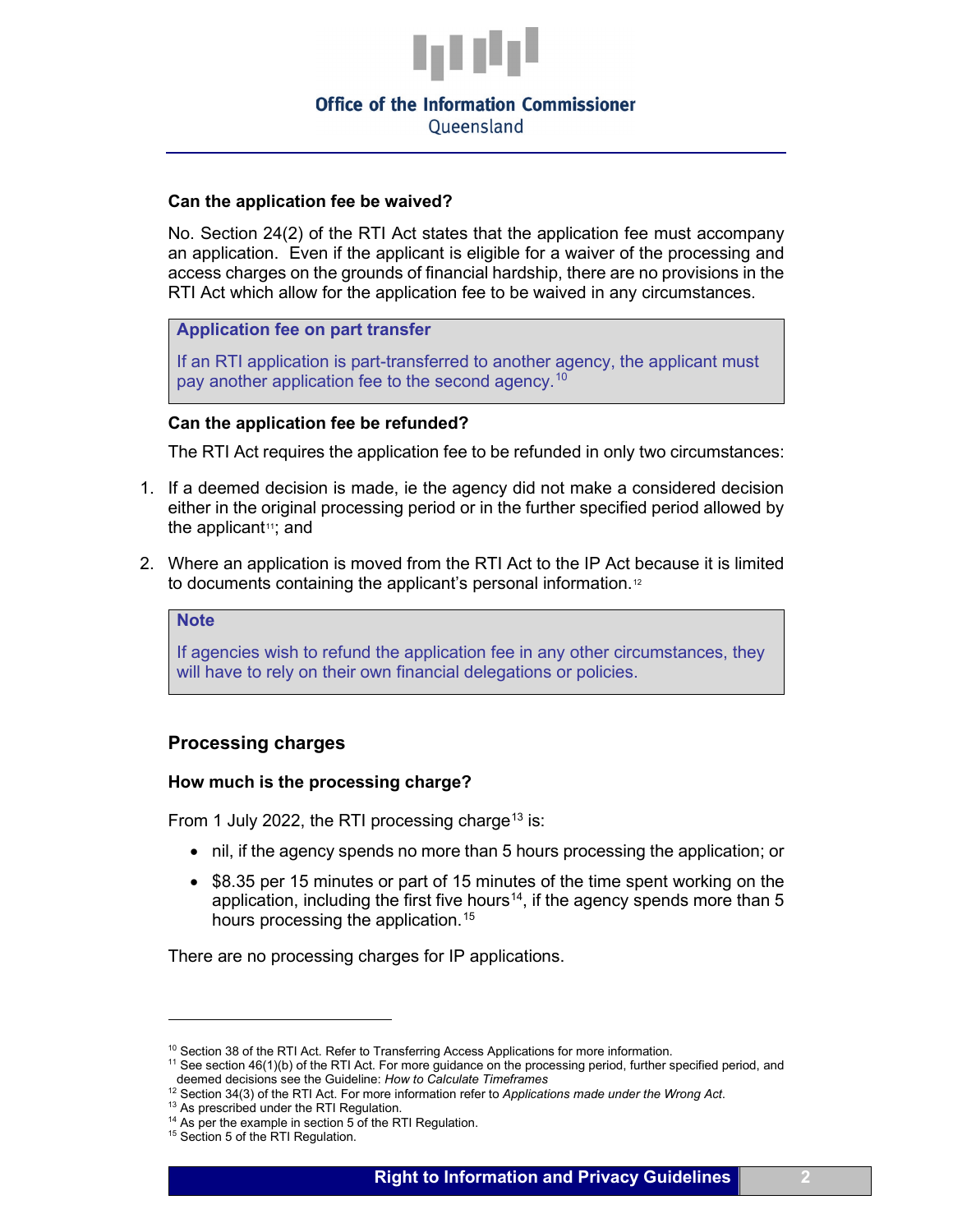### Can the application fee be waived?

No. Section 24(2) of the RTI Act states that the application fee must accompany an application. Even if the applicant is eligible for a waiver of the processing and access charges on the grounds of financial hardship, there are no provisions in the RTI Act which allow for the application fee to be waived in any circumstances.

> **Application fee on part transfer**
>
> If an RTI application is part-transferred to another agency, the applicant must pay another application fee to the second agency.[10]

### Can the application fee be refunded?

The RTI Act requires the application fee to be refunded in only two circumstances:

1. If a deemed decision is made, ie the agency did not make a considered decision either in the original processing period or in the further specified period allowed by the applicant[11]; and
2. Where an application is moved from the RTI Act to the IP Act because it is limited to documents containing the applicant's personal information.[12]

> **Note**
>
> If agencies wish to refund the application fee in any other circumstances, they will have to rely on their own financial delegations or policies.

## Processing charges

### How much is the processing charge?

From 1 July 2022, the RTI processing charge[13] is:

- nil, if the agency spends no more than 5 hours processing the application; or
- $8.35 per 15 minutes or part of 15 minutes of the time spent working on the application, including the first five hours[14], if the agency spends more than 5 hours processing the application.[15]

There are no processing charges for IP applications.

---

[10] Section 38 of the RTI Act. Refer to Transferring Access Applications for more information.
[11] See section 46(1)(b) of the RTI Act. For more guidance on the processing period, further specified period, and deemed decisions see the Guideline: *How to Calculate Timeframes*
[12] Section 34(3) of the RTI Act. For more information refer to *Applications made under the Wrong Act*.
[13] As prescribed under the RTI Regulation.
[14] As per the example in section 5 of the RTI Regulation.
[15] Section 5 of the RTI Regulation.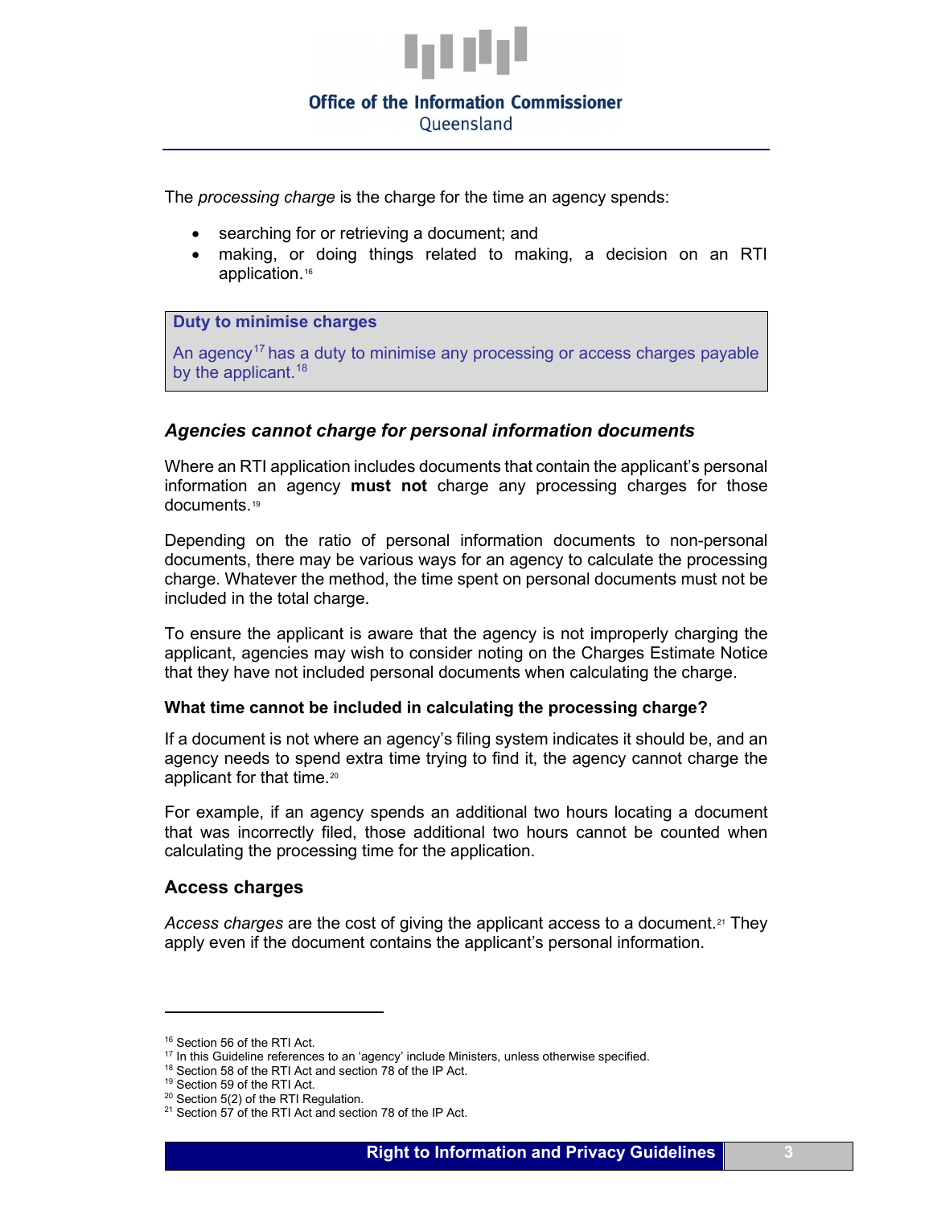The *processing charge* is the charge for the time an agency spends:

- searching for or retrieving a document; and
- making, or doing things related to making, a decision on an RTI application.[16]

> **Duty to minimise charges**
>
> An agency[17] has a duty to minimise any processing or access charges payable by the applicant.[18]

### *Agencies cannot charge for personal information documents*

Where an RTI application includes documents that contain the applicant's personal information an agency **must not** charge any processing charges for those documents.[19]

Depending on the ratio of personal information documents to non-personal documents, there may be various ways for an agency to calculate the processing charge. Whatever the method, the time spent on personal documents must not be included in the total charge.

To ensure the applicant is aware that the agency is not improperly charging the applicant, agencies may wish to consider noting on the Charges Estimate Notice that they have not included personal documents when calculating the charge.

#### What time cannot be included in calculating the processing charge?

If a document is not where an agency's filing system indicates it should be, and an agency needs to spend extra time trying to find it, the agency cannot charge the applicant for that time.[20]

For example, if an agency spends an additional two hours locating a document that was incorrectly filed, those additional two hours cannot be counted when calculating the processing time for the application.

### Access charges

*Access charges* are the cost of giving the applicant access to a document.[21] They apply even if the document contains the applicant's personal information.

---

[16] Section 56 of the RTI Act.
[17] In this Guideline references to an 'agency' include Ministers, unless otherwise specified.
[18] Section 58 of the RTI Act and section 78 of the IP Act.
[19] Section 59 of the RTI Act.
[20] Section 5(2) of the RTI Regulation.
[21] Section 57 of the RTI Act and section 78 of the IP Act.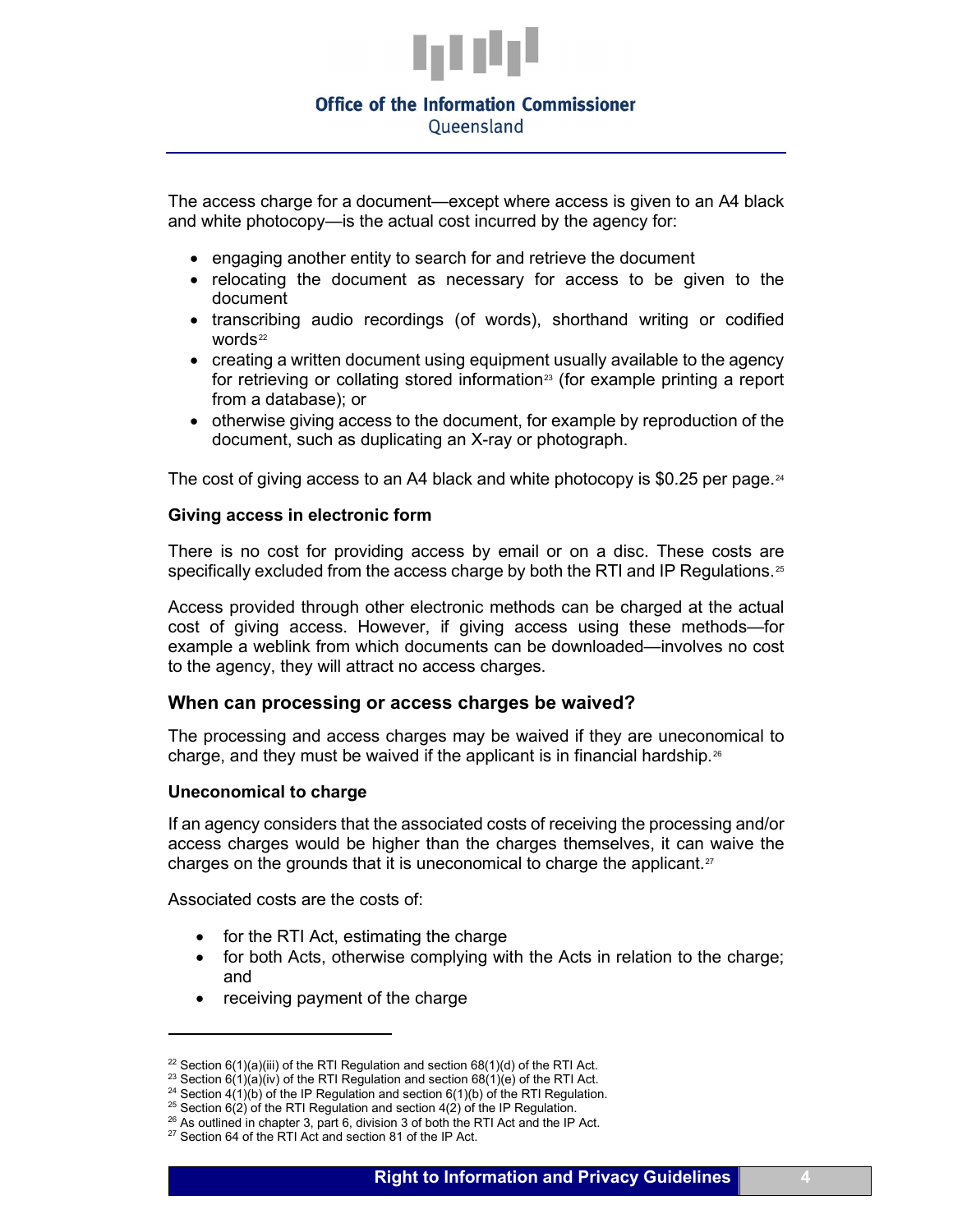The access charge for a document—except where access is given to an A4 black and white photocopy—is the actual cost incurred by the agency for:

- engaging another entity to search for and retrieve the document
- relocating the document as necessary for access to be given to the document
- transcribing audio recordings (of words), shorthand writing or codified words[22]
- creating a written document using equipment usually available to the agency for retrieving or collating stored information[23] (for example printing a report from a database); or
- otherwise giving access to the document, for example by reproduction of the document, such as duplicating an X-ray or photograph.

The cost of giving access to an A4 black and white photocopy is $0.25 per page.[24]

### Giving access in electronic form

There is no cost for providing access by email or on a disc. These costs are specifically excluded from the access charge by both the RTI and IP Regulations.[25]

Access provided through other electronic methods can be charged at the actual cost of giving access. However, if giving access using these methods—for example a weblink from which documents can be downloaded—involves no cost to the agency, they will attract no access charges.

## When can processing or access charges be waived?

The processing and access charges may be waived if they are uneconomical to charge, and they must be waived if the applicant is in financial hardship.[26]

### Uneconomical to charge

If an agency considers that the associated costs of receiving the processing and/or access charges would be higher than the charges themselves, it can waive the charges on the grounds that it is uneconomical to charge the applicant.[27]

Associated costs are the costs of:

- for the RTI Act, estimating the charge
- for both Acts, otherwise complying with the Acts in relation to the charge; and
- receiving payment of the charge

---

[22] Section 6(1)(a)(iii) of the RTI Regulation and section 68(1)(d) of the RTI Act.
[23] Section 6(1)(a)(iv) of the RTI Regulation and section 68(1)(e) of the RTI Act.
[24] Section 4(1)(b) of the IP Regulation and section 6(1)(b) of the RTI Regulation.
[25] Section 6(2) of the RTI Regulation and section 4(2) of the IP Regulation.
[26] As outlined in chapter 3, part 6, division 3 of both the RTI Act and the IP Act.
[27] Section 64 of the RTI Act and section 81 of the IP Act.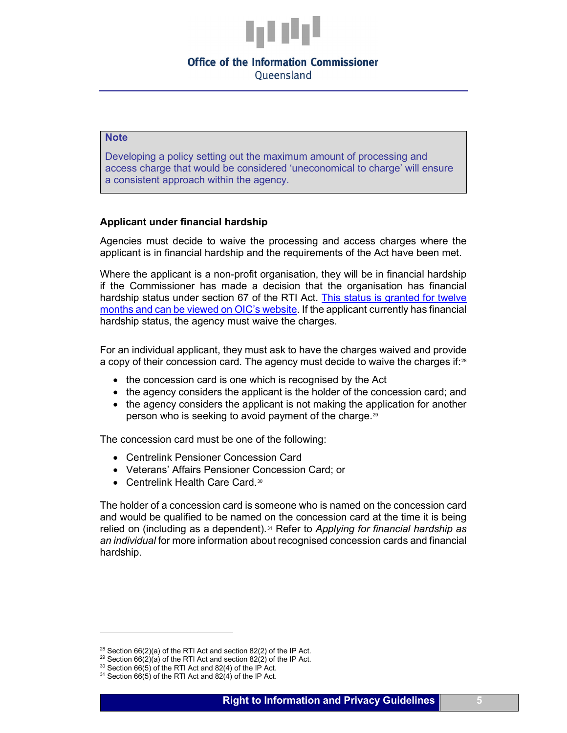> **Note**
>
> Developing a policy setting out the maximum amount of processing and access charge that would be considered 'uneconomical to charge' will ensure a consistent approach within the agency.

**Applicant under financial hardship**

Agencies must decide to waive the processing and access charges where the applicant is in financial hardship and the requirements of the Act have been met.

Where the applicant is a non-profit organisation, they will be in financial hardship if the Commissioner has made a decision that the organisation has financial hardship status under section 67 of the RTI Act. [This status is granted for twelve months and can be viewed on OIC's website](). If the applicant currently has financial hardship status, the agency must waive the charges.

For an individual applicant, they must ask to have the charges waived and provide a copy of their concession card. The agency must decide to waive the charges if:[28]

- the concession card is one which is recognised by the Act
- the agency considers the applicant is the holder of the concession card; and
- the agency considers the applicant is not making the application for another person who is seeking to avoid payment of the charge.[29]

The concession card must be one of the following:

- Centrelink Pensioner Concession Card
- Veterans' Affairs Pensioner Concession Card; or
- Centrelink Health Care Card.[30]

The holder of a concession card is someone who is named on the concession card and would be qualified to be named on the concession card at the time it is being relied on (including as a dependent).[31] Refer to *Applying for financial hardship as an individual* for more information about recognised concession cards and financial hardship.

---

[28] Section 66(2)(a) of the RTI Act and section 82(2) of the IP Act.
[29] Section 66(2)(a) of the RTI Act and section 82(2) of the IP Act.
[30] Section 66(5) of the RTI Act and 82(4) of the IP Act.
[31] Section 66(5) of the RTI Act and 82(4) of the IP Act.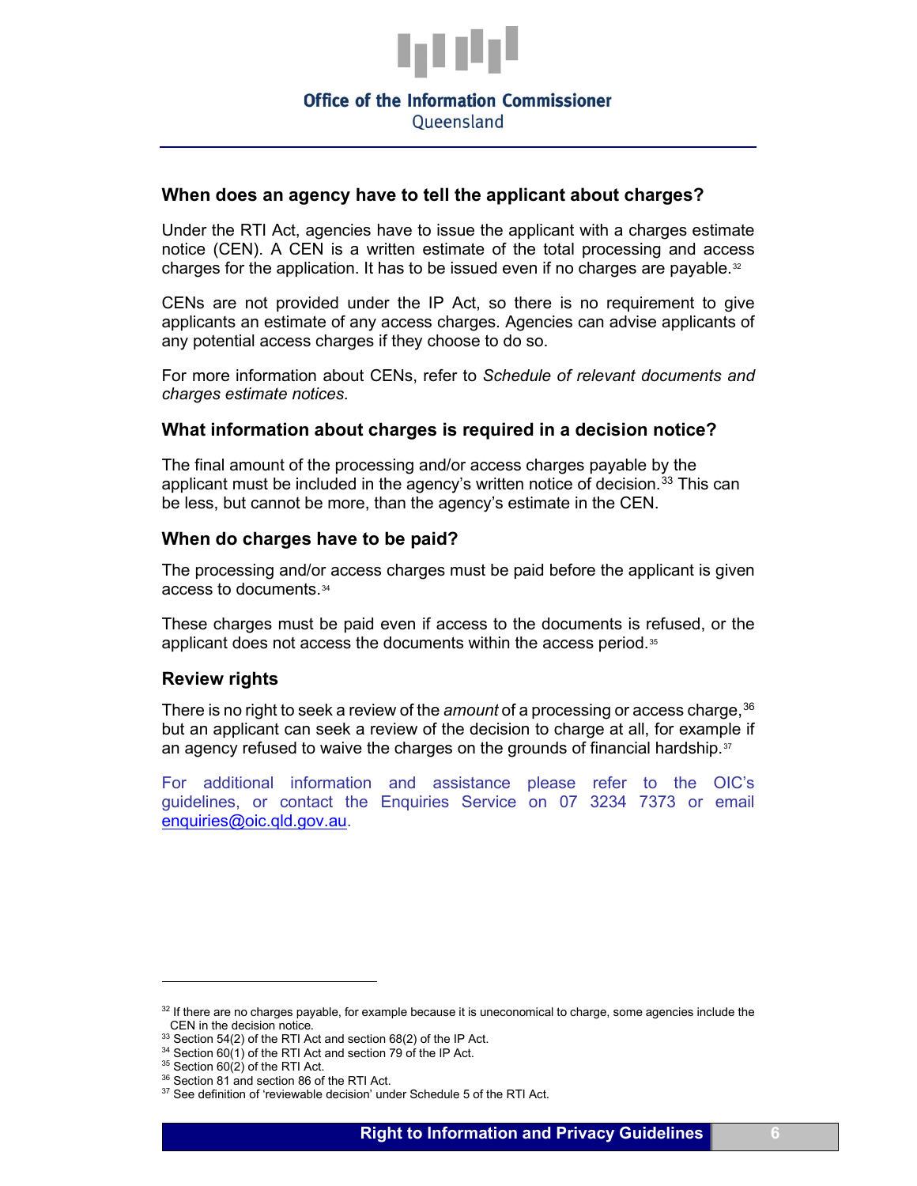## When does an agency have to tell the applicant about charges?

Under the RTI Act, agencies have to issue the applicant with a charges estimate notice (CEN). A CEN is a written estimate of the total processing and access charges for the application. It has to be issued even if no charges are payable.[32]

CENs are not provided under the IP Act, so there is no requirement to give applicants an estimate of any access charges. Agencies can advise applicants of any potential access charges if they choose to do so.

For more information about CENs, refer to *Schedule of relevant documents and charges estimate notices*.

## What information about charges is required in a decision notice?

The final amount of the processing and/or access charges payable by the applicant must be included in the agency's written notice of decision.[33] This can be less, but cannot be more, than the agency's estimate in the CEN.

## When do charges have to be paid?

The processing and/or access charges must be paid before the applicant is given access to documents.[34]

These charges must be paid even if access to the documents is refused, or the applicant does not access the documents within the access period.[35]

## Review rights

There is no right to seek a review of the *amount* of a processing or access charge,[36] but an applicant can seek a review of the decision to charge at all, for example if an agency refused to waive the charges on the grounds of financial hardship.[37]

For additional information and assistance please refer to the OIC's guidelines, or contact the Enquiries Service on 07 3234 7373 or email enquiries@oic.qld.gov.au.

---

[32] If there are no charges payable, for example because it is uneconomical to charge, some agencies include the CEN in the decision notice.

[33] Section 54(2) of the RTI Act and section 68(2) of the IP Act.

[34] Section 60(1) of the RTI Act and section 79 of the IP Act.

[35] Section 60(2) of the RTI Act.

[36] Section 81 and section 86 of the RTI Act.

[37] See definition of 'reviewable decision' under Schedule 5 of the RTI Act.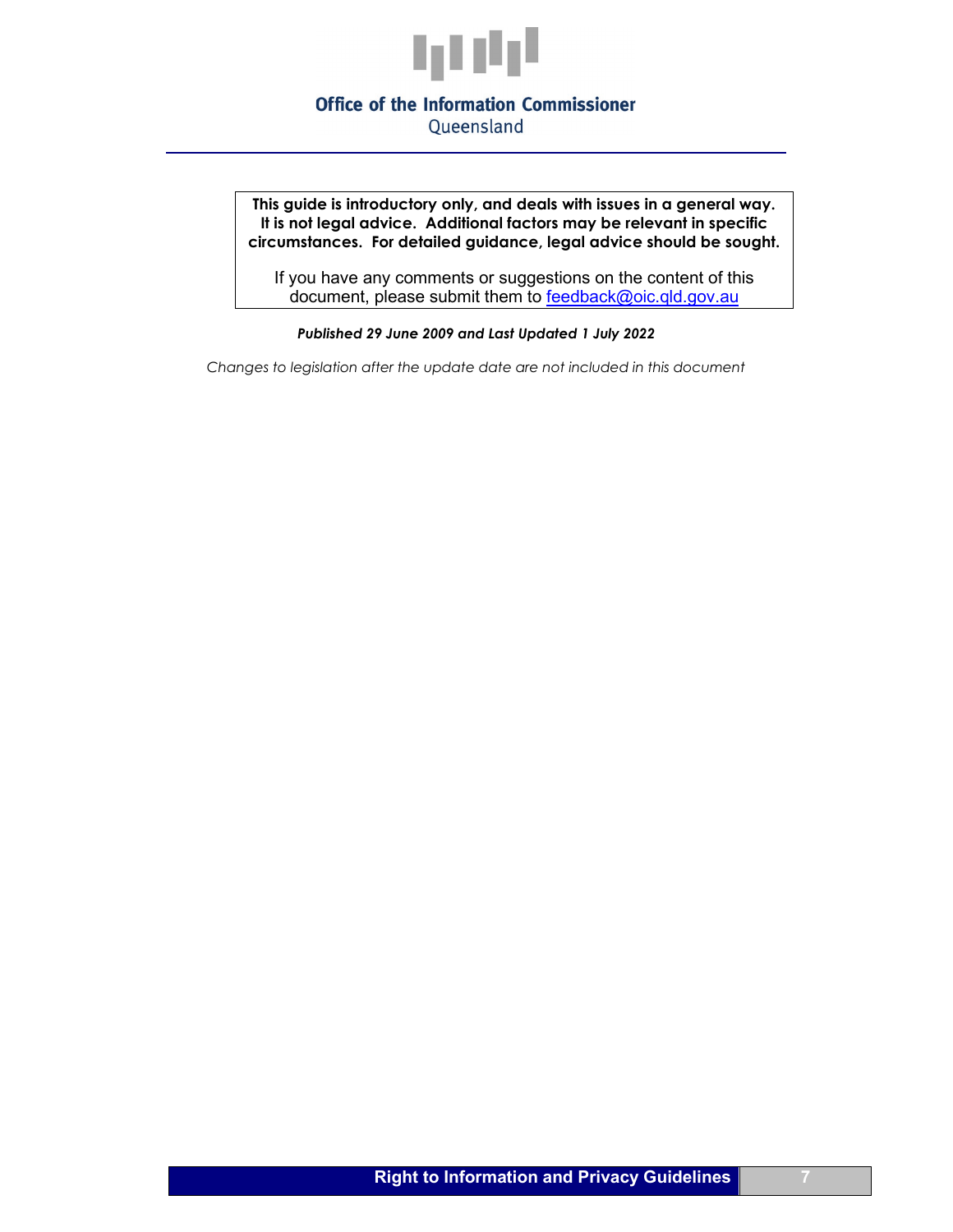**Office of the Information Commissioner**
Queensland

**This guide is introductory only, and deals with issues in a general way. It is not legal advice. Additional factors may be relevant in specific circumstances. For detailed guidance, legal advice should be sought.**

If you have any comments or suggestions on the content of this document, please submit them to feedback@oic.qld.gov.au

***Published 29 June 2009 and Last Updated 1 July 2022***

*Changes to legislation after the update date are not included in this document*